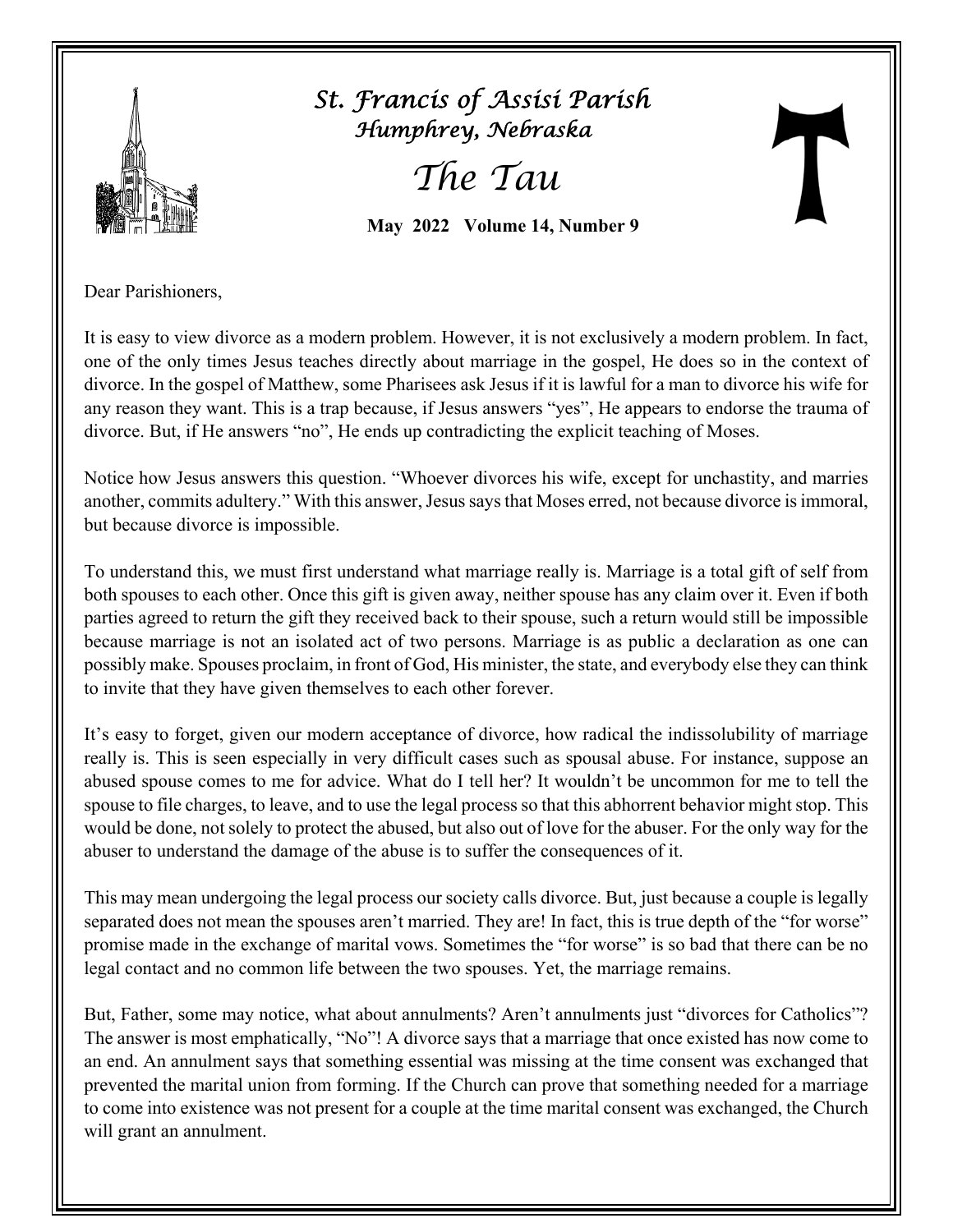# St. Francis of Assisi Parish

## Humphrey, Nebraska

# The Tau

**May 2022 Volume 14, Number 9**

Dear Parishioners,

It is easy to view divorce as a modern problem. However, it is not exclusively a modern problem. In fact, one of the only times Jesus teaches directly about marriage in the gospel, He does so in the context of divorce. In the gospel of Matthew, some Pharisees ask Jesus if it is lawful for a man to divorce his wife for any reason they want. This is a trap because, if Jesus answers "yes", He appears to endorse the trauma of divorce. But, if He answers "no", He ends up contradicting the explicit teaching of Moses.

Notice how Jesus answers this question. "Whoever divorces his wife, except for unchastity, and marries another, commits adultery." With this answer, Jesus says that Moses erred, not because divorce is immoral, but because divorce is impossible.

To understand this, we must first understand what marriage really is. Marriage is a total gift of self from both spouses to each other. Once this gift is given away, neither spouse has any claim over it. Even if both parties agreed to return the gift they received back to their spouse, such a return would still be impossible because marriage is not an isolated act of two persons. Marriage is as public a declaration as one can possibly make. Spouses proclaim, in front of God, His minister, the state, and everybody else they can think to invite that they have given themselves to each other forever.

It's easy to forget, given our modern acceptance of divorce, how radical the indissolubility of marriage really is. This is seen especially in very difficult cases such as spousal abuse. For instance, suppose an abused spouse comes to me for advice. What do I tell her? It wouldn't be uncommon for me to tell the spouse to file charges, to leave, and to use the legal process so that this abhorrent behavior might stop. This would be done, not solely to protect the abused, but also out of love for the abuser. For the only way for the abuser to understand the damage of the abuse is to suffer the consequences of it.

This may mean undergoing the legal process our society calls divorce. But, just because a couple is legally separated does not mean the spouses aren't married. They are! In fact, this is true depth of the "for worse" promise made in the exchange of marital vows. Sometimes the "for worse" is so bad that there can be no legal contact and no common life between the two spouses. Yet, the marriage remains.

But, Father, some may notice, what about annulments? Aren't annulments just "divorces for Catholics"? The answer is most emphatically, "No"! A divorce says that a marriage that once existed has now come to an end. An annulment says that something essential was missing at the time consent was exchanged that prevented the marital union from forming. If the Church can prove that something needed for a marriage to come into existence was not present for a couple at the time marital consent was exchanged, the Church will grant an annulment.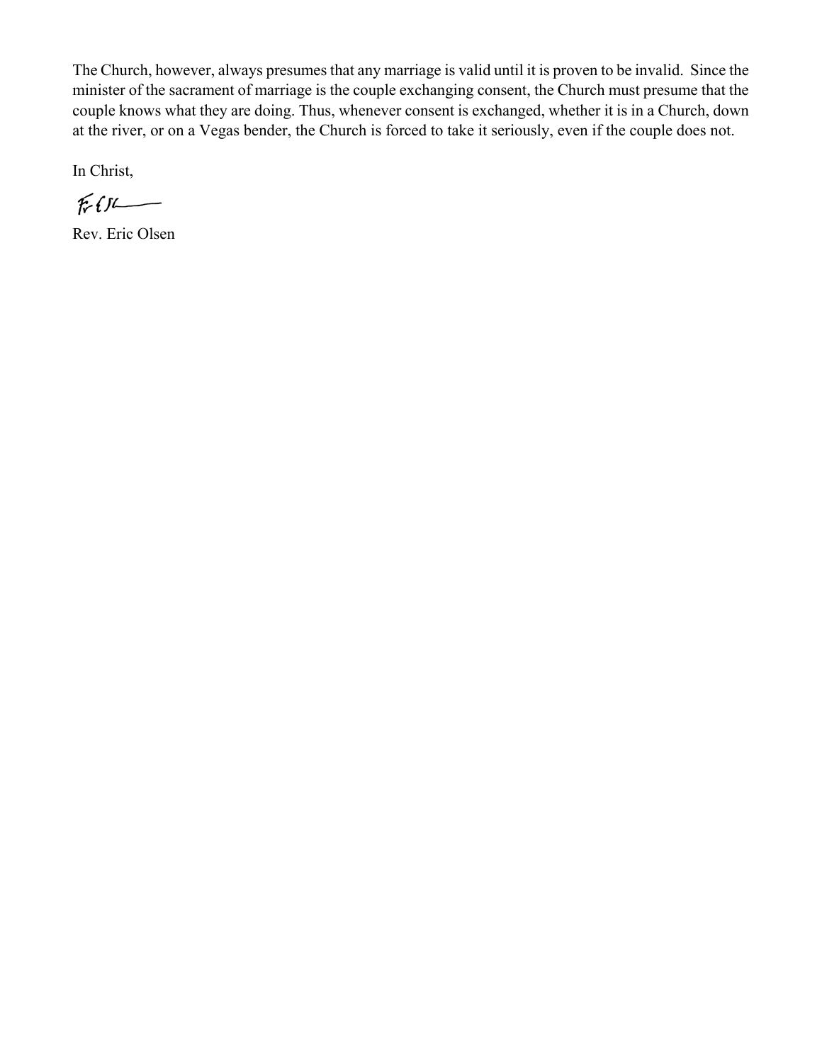The Church, however, always presumes that any marriage is valid until it is proven to be invalid. Since the minister of the sacrament of marriage is the couple exchanging consent, the Church must presume that the couple knows what they are doing. Thus, whenever consent is exchanged, whether it is in a Church, down at the river, or on a Vegas bender, the Church is forced to take it seriously, even if the couple does not.

In Christ,

Rev. Eric Olsen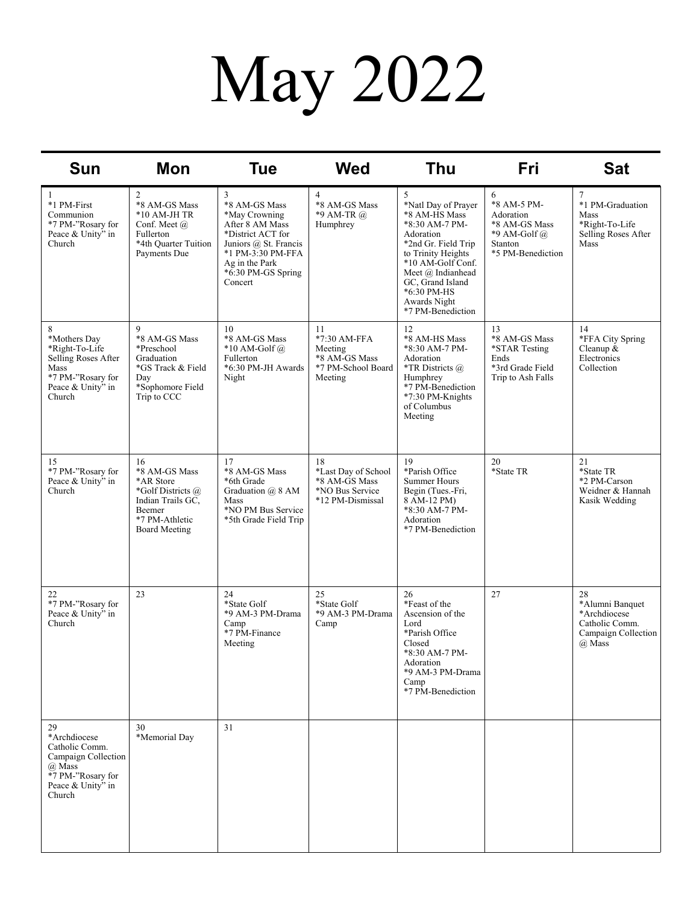# May 2022

| Sun | Mon | Tue | Wed | Thu | Fri | Sat |
|---|---|---|---|---|---|---|
| 1<br>*1 PM-First Communion<br>*7 PM-"Rosary for Peace & Unity" in Church | 2<br>*8 AM-GS Mass<br>*10 AM-JH TR Conf. Meet @ Fullerton<br>*4th Quarter Tuition Payments Due | 3<br>*8 AM-GS Mass<br>*May Crowning After 8 AM Mass<br>*District ACT for Juniors @ St. Francis<br>*1 PM-3:30 PM-FFA Ag in the Park<br>*6:30 PM-GS Spring Concert | 4<br>*8 AM-GS Mass<br>*9 AM-TR @ Humphrey | 5<br>*Natl Day of Prayer<br>*8 AM-HS Mass<br>*8:30 AM-7 PM-Adoration<br>*2nd Gr. Field Trip to Trinity Heights<br>*10 AM-Golf Conf. Meet @ Indianhead GC, Grand Island<br>*6:30 PM-HS Awards Night<br>*7 PM-Benediction | 6<br>*8 AM-5 PM-Adoration<br>*8 AM-GS Mass<br>*9 AM-Golf @ Stanton<br>*5 PM-Benediction | 7<br>*1 PM-Graduation Mass<br>*Right-To-Life Selling Roses After Mass |
| 8<br>*Mothers Day<br>*Right-To-Life Selling Roses After Mass<br>*7 PM-"Rosary for Peace & Unity" in Church | 9<br>*8 AM-GS Mass<br>*Preschool Graduation<br>*GS Track & Field Day<br>*Sophomore Field Trip to CCC | 10<br>*8 AM-GS Mass<br>*10 AM-Golf @ Fullerton<br>*6:30 PM-JH Awards Night | 11<br>*7:30 AM-FFA Meeting<br>*8 AM-GS Mass<br>*7 PM-School Board Meeting | 12<br>*8 AM-HS Mass<br>*8:30 AM-7 PM-Adoration<br>*TR Districts @ Humphrey<br>*7 PM-Benediction<br>*7:30 PM-Knights of Columbus Meeting | 13<br>*8 AM-GS Mass<br>*STAR Testing Ends<br>*3rd Grade Field Trip to Ash Falls | 14<br>*FFA City Spring Cleanup & Electronics Collection |
| 15<br>*7 PM-"Rosary for Peace & Unity" in Church | 16<br>*8 AM-GS Mass<br>*AR Store<br>*Golf Districts @ Indian Trails GC, Beemer<br>*7 PM-Athletic Board Meeting | 17<br>*8 AM-GS Mass<br>*6th Grade Graduation @ 8 AM Mass<br>*NO PM Bus Service<br>*5th Grade Field Trip | 18<br>*Last Day of School<br>*8 AM-GS Mass<br>*NO Bus Service<br>*12 PM-Dismissal | 19<br>*Parish Office Summer Hours Begin (Tues.-Fri, 8 AM-12 PM)<br>*8:30 AM-7 PM-Adoration<br>*7 PM-Benediction | 20<br>*State TR | 21<br>*State TR<br>*2 PM-Carson Weidner & Hannah Kasik Wedding |
| 22<br>*7 PM-"Rosary for Peace & Unity" in Church | 23 | 24<br>*State Golf<br>*9 AM-3 PM-Drama Camp<br>*7 PM-Finance Meeting | 25<br>*State Golf<br>*9 AM-3 PM-Drama Camp | 26<br>*Feast of the Ascension of the Lord<br>*Parish Office Closed<br>*8:30 AM-7 PM-Adoration<br>*9 AM-3 PM-Drama Camp<br>*7 PM-Benediction | 27 | 28<br>*Alumni Banquet<br>*Archdiocese Catholic Comm. Campaign Collection @ Mass |
| 29<br>*Archdiocese Catholic Comm. Campaign Collection @ Mass<br>*7 PM-"Rosary for Peace & Unity" in Church | 30<br>*Memorial Day | 31 | | | | |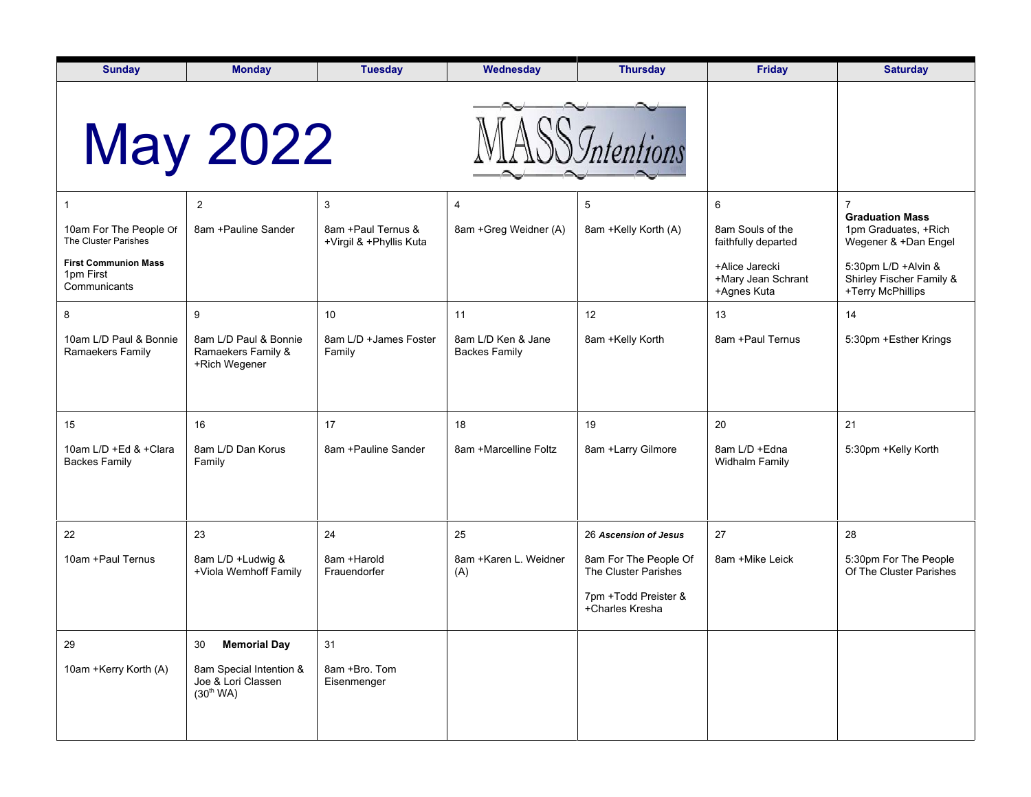# May 2022

MASS Intentions

| Sunday | Monday | Tuesday | Wednesday | Thursday | Friday | Saturday |
|---|---|---|---|---|---|---|
| 1<br><br>10am For The People Of The Cluster Parishes<br><br>**First Communion Mass**<br>1pm First Communicants | 2<br><br>8am +Pauline Sander | 3<br><br>8am +Paul Ternus & +Virgil & +Phyllis Kuta | 4<br><br>8am +Greg Weidner (A) | 5<br><br>8am +Kelly Korth (A) | 6<br><br>8am Souls of the faithfully departed<br><br>+Alice Jarecki<br>+Mary Jean Schrant<br>+Agnes Kuta | 7<br>**Graduation Mass**<br>1pm Graduates, +Rich Wegener & +Dan Engel<br><br>5:30pm L/D +Alvin & Shirley Fischer Family & +Terry McPhillips |
| 8<br><br>10am L/D Paul & Bonnie Ramaekers Family | 9<br><br>8am L/D Paul & Bonnie Ramaekers Family & +Rich Wegener | 10<br><br>8am L/D +James Foster Family | 11<br><br>8am L/D Ken & Jane Backes Family | 12<br><br>8am +Kelly Korth | 13<br><br>8am +Paul Ternus | 14<br><br>5:30pm +Esther Krings |
| 15<br><br>10am L/D +Ed & +Clara Backes Family | 16<br><br>8am L/D Dan Korus Family | 17<br><br>8am +Pauline Sander | 18<br><br>8am +Marcelline Foltz | 19<br><br>8am +Larry Gilmore | 20<br><br>8am L/D +Edna Widhalm Family | 21<br><br>5:30pm +Kelly Korth |
| 22<br><br>10am +Paul Ternus | 23<br><br>8am L/D +Ludwig & +Viola Wemhoff Family | 24<br><br>8am +Harold Frauendorfer | 25<br><br>8am +Karen L. Weidner (A) | 26 ***Ascension of Jesus***<br><br>8am For The People Of The Cluster Parishes<br><br>7pm +Todd Preister & +Charles Kresha | 27<br><br>8am +Mike Leick | 28<br><br>5:30pm For The People Of The Cluster Parishes |
| 29<br><br>10am +Kerry Korth (A) | 30 **Memorial Day**<br><br>8am Special Intention & Joe & Lori Classen (30th WA) | 31<br><br>8am +Bro. Tom Eisenmenger | | | | |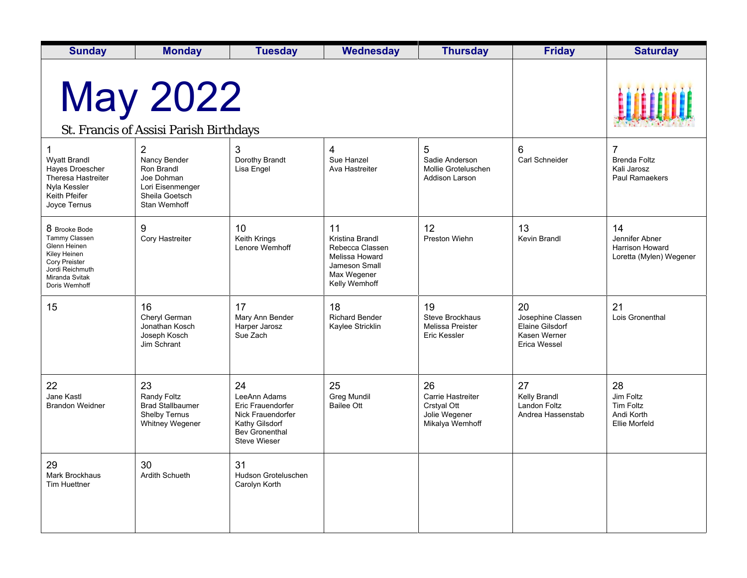# May 2022

St. Francis of Assisi Parish Birthdays

| Sunday | Monday | Tuesday | Wednesday | Thursday | Friday | Saturday |
|---|---|---|---|---|---|---|
| 1<br>Wyatt Brandl<br>Hayes Droescher<br>Theresa Hastreiter<br>Nyla Kessler<br>Keith Pfeifer<br>Joyce Ternus | 2<br>Nancy Bender<br>Ron Brandl<br>Joe Dohman<br>Lori Eisenmenger<br>Sheila Goetsch<br>Stan Wemhoff | 3<br>Dorothy Brandt<br>Lisa Engel | 4<br>Sue Hanzel<br>Ava Hastreiter | 5<br>Sadie Anderson<br>Mollie Groteluschen<br>Addison Larson | 6<br>Carl Schneider | 7<br>Brenda Foltz<br>Kali Jarosz<br>Paul Ramaekers |
| 8 Brooke Bode<br>Tammy Classen<br>Glenn Heinen<br>Kiley Heinen<br>Cory Preister<br>Jordi Reichmuth<br>Miranda Svitak<br>Doris Wemhoff | 9<br>Cory Hastreiter | 10<br>Keith Krings<br>Lenore Wemhoff | 11<br>Kristina Brandl<br>Rebecca Classen<br>Melissa Howard<br>Jameson Small<br>Max Wegener<br>Kelly Wemhoff | 12<br>Preston Wiehn | 13<br>Kevin Brandl | 14<br>Jennifer Abner<br>Harrison Howard<br>Loretta (Mylen) Wegener |
| 15 | 16<br>Cheryl German<br>Jonathan Kosch<br>Joseph Kosch<br>Jim Schrant | 17<br>Mary Ann Bender<br>Harper Jarosz<br>Sue Zach | 18<br>Richard Bender<br>Kaylee Stricklin | 19<br>Steve Brockhaus<br>Melissa Preister<br>Eric Kessler | 20<br>Josephine Classen<br>Elaine Gilsdorf<br>Kasen Werner<br>Erica Wessel | 21<br>Lois Gronenthal |
| 22<br>Jane Kastl<br>Brandon Weidner | 23<br>Randy Foltz<br>Brad Stallbaumer<br>Shelby Ternus<br>Whitney Wegener | 24<br>LeeAnn Adams<br>Eric Frauendorfer<br>Nick Frauendorfer<br>Kathy Gilsdorf<br>Bev Gronenthal<br>Steve Wieser | 25<br>Greg Mundil<br>Bailee Ott | 26<br>Carrie Hastreiter<br>Crstyal Ott<br>Jolie Wegener<br>Mikalya Wemhoff | 27<br>Kelly Brandl<br>Landon Foltz<br>Andrea Hassenstab | 28<br>Jim Foltz<br>Tim Foltz<br>Andi Korth<br>Ellie Morfeld |
| 29<br>Mark Brockhaus<br>Tim Huettner | 30<br>Ardith Schueth | 31<br>Hudson Groteluschen<br>Carolyn Korth | | | | |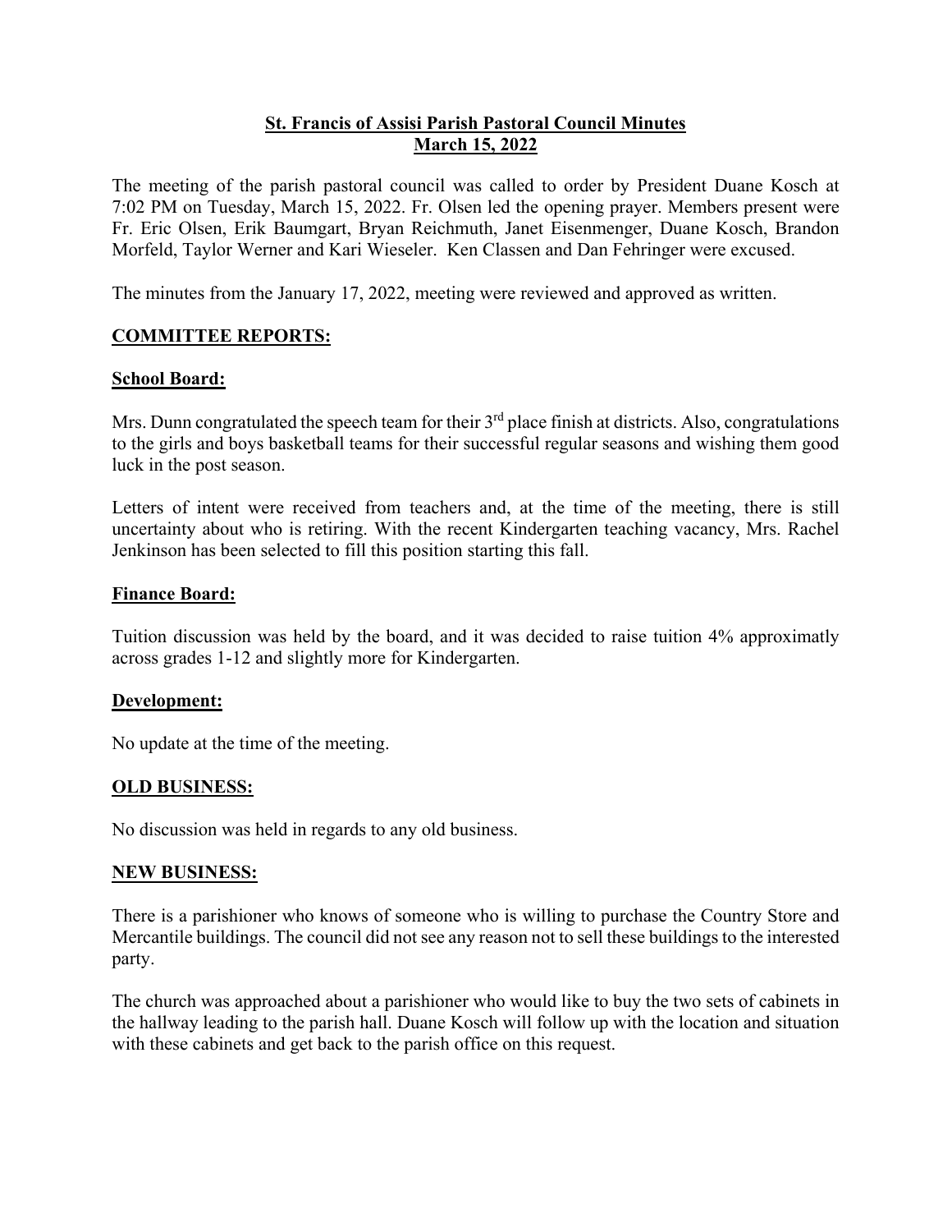**St. Francis of Assisi Parish Pastoral Council Minutes**
**March 15, 2022**

The meeting of the parish pastoral council was called to order by President Duane Kosch at 7:02 PM on Tuesday, March 15, 2022. Fr. Olsen led the opening prayer. Members present were Fr. Eric Olsen, Erik Baumgart, Bryan Reichmuth, Janet Eisenmenger, Duane Kosch, Brandon Morfeld, Taylor Werner and Kari Wieseler. Ken Classen and Dan Fehringer were excused.

The minutes from the January 17, 2022, meeting were reviewed and approved as written.

## COMMITTEE REPORTS:

### School Board:

Mrs. Dunn congratulated the speech team for their 3rd place finish at districts. Also, congratulations to the girls and boys basketball teams for their successful regular seasons and wishing them good luck in the post season.

Letters of intent were received from teachers and, at the time of the meeting, there is still uncertainty about who is retiring. With the recent Kindergarten teaching vacancy, Mrs. Rachel Jenkinson has been selected to fill this position starting this fall.

### Finance Board:

Tuition discussion was held by the board, and it was decided to raise tuition 4% approximatly across grades 1-12 and slightly more for Kindergarten.

### Development:

No update at the time of the meeting.

## OLD BUSINESS:

No discussion was held in regards to any old business.

## NEW BUSINESS:

There is a parishioner who knows of someone who is willing to purchase the Country Store and Mercantile buildings. The council did not see any reason not to sell these buildings to the interested party.

The church was approached about a parishioner who would like to buy the two sets of cabinets in the hallway leading to the parish hall. Duane Kosch will follow up with the location and situation with these cabinets and get back to the parish office on this request.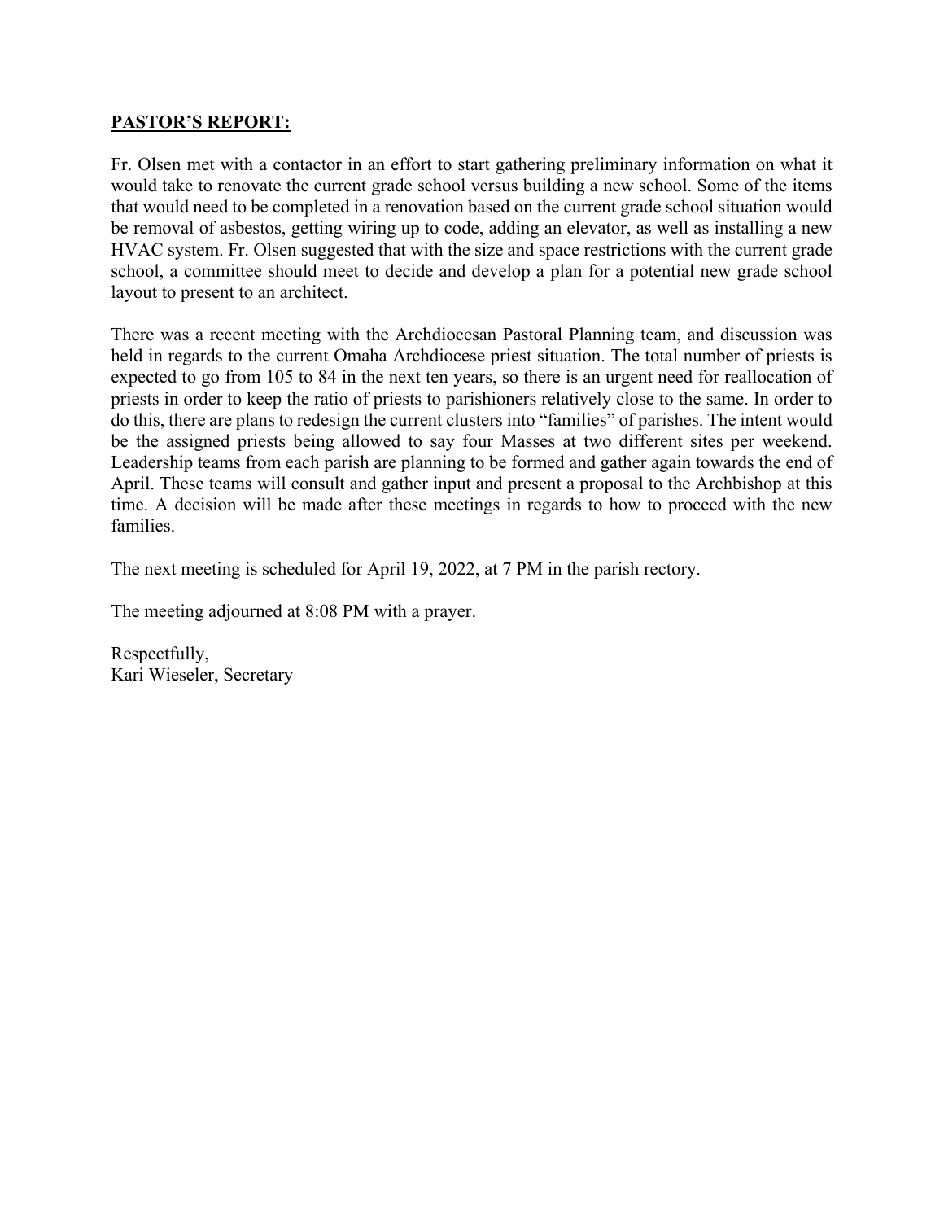## **PASTOR'S REPORT:**

Fr. Olsen met with a contactor in an effort to start gathering preliminary information on what it would take to renovate the current grade school versus building a new school. Some of the items that would need to be completed in a renovation based on the current grade school situation would be removal of asbestos, getting wiring up to code, adding an elevator, as well as installing a new HVAC system. Fr. Olsen suggested that with the size and space restrictions with the current grade school, a committee should meet to decide and develop a plan for a potential new grade school layout to present to an architect.

There was a recent meeting with the Archdiocesan Pastoral Planning team, and discussion was held in regards to the current Omaha Archdiocese priest situation. The total number of priests is expected to go from 105 to 84 in the next ten years, so there is an urgent need for reallocation of priests in order to keep the ratio of priests to parishioners relatively close to the same. In order to do this, there are plans to redesign the current clusters into "families" of parishes. The intent would be the assigned priests being allowed to say four Masses at two different sites per weekend. Leadership teams from each parish are planning to be formed and gather again towards the end of April. These teams will consult and gather input and present a proposal to the Archbishop at this time. A decision will be made after these meetings in regards to how to proceed with the new families.

The next meeting is scheduled for April 19, 2022, at 7 PM in the parish rectory.

The meeting adjourned at 8:08 PM with a prayer.

Respectfully,
Kari Wieseler, Secretary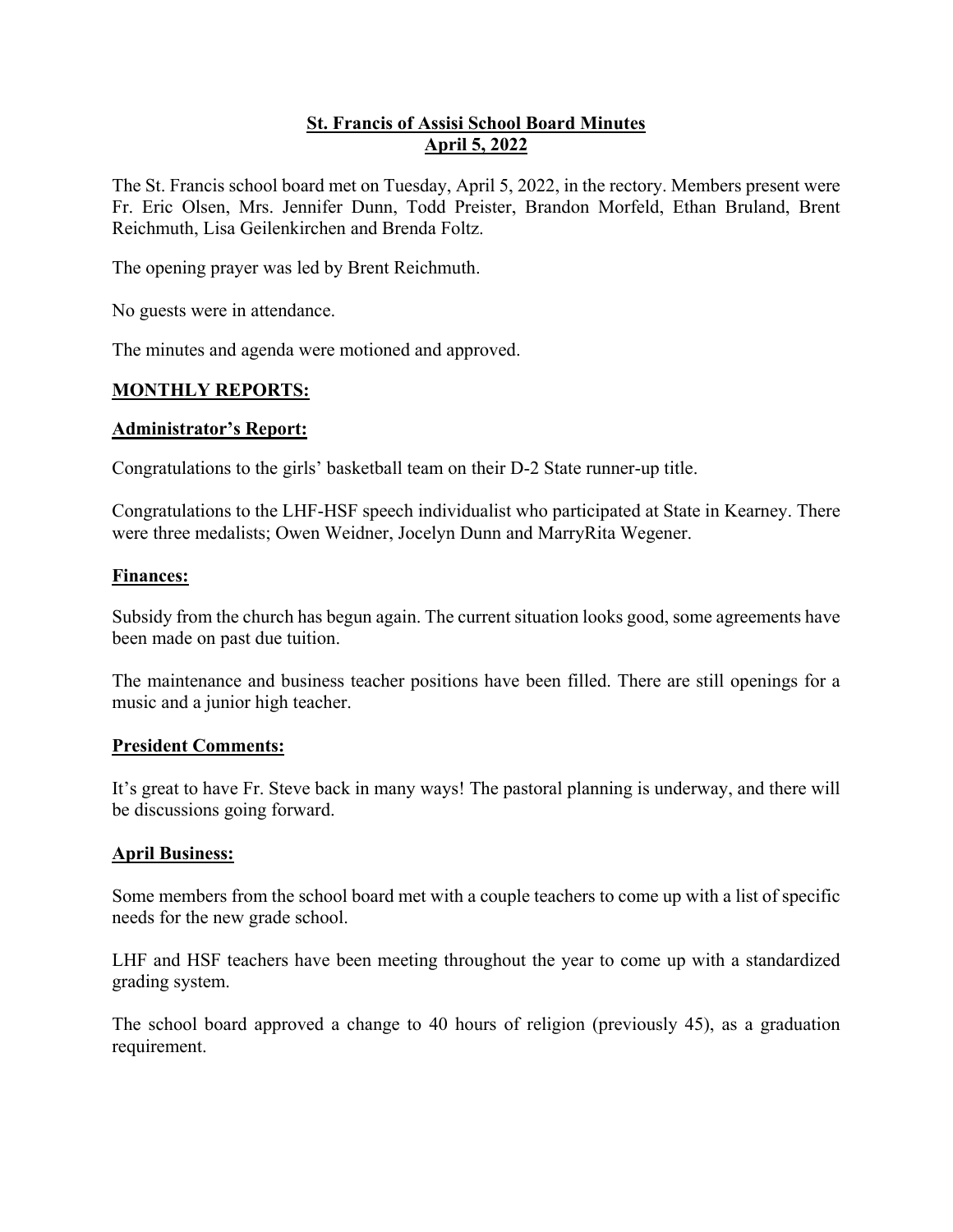**St. Francis of Assisi School Board Minutes**
**April 5, 2022**

The St. Francis school board met on Tuesday, April 5, 2022, in the rectory. Members present were Fr. Eric Olsen, Mrs. Jennifer Dunn, Todd Preister, Brandon Morfeld, Ethan Bruland, Brent Reichmuth, Lisa Geilenkirchen and Brenda Foltz.

The opening prayer was led by Brent Reichmuth.

No guests were in attendance.

The minutes and agenda were motioned and approved.

## MONTHLY REPORTS:

### Administrator's Report:

Congratulations to the girls' basketball team on their D-2 State runner-up title.

Congratulations to the LHF-HSF speech individualist who participated at State in Kearney. There were three medalists; Owen Weidner, Jocelyn Dunn and MarryRita Wegener.

### Finances:

Subsidy from the church has begun again. The current situation looks good, some agreements have been made on past due tuition.

The maintenance and business teacher positions have been filled. There are still openings for a music and a junior high teacher.

### President Comments:

It's great to have Fr. Steve back in many ways! The pastoral planning is underway, and there will be discussions going forward.

### April Business:

Some members from the school board met with a couple teachers to come up with a list of specific needs for the new grade school.

LHF and HSF teachers have been meeting throughout the year to come up with a standardized grading system.

The school board approved a change to 40 hours of religion (previously 45), as a graduation requirement.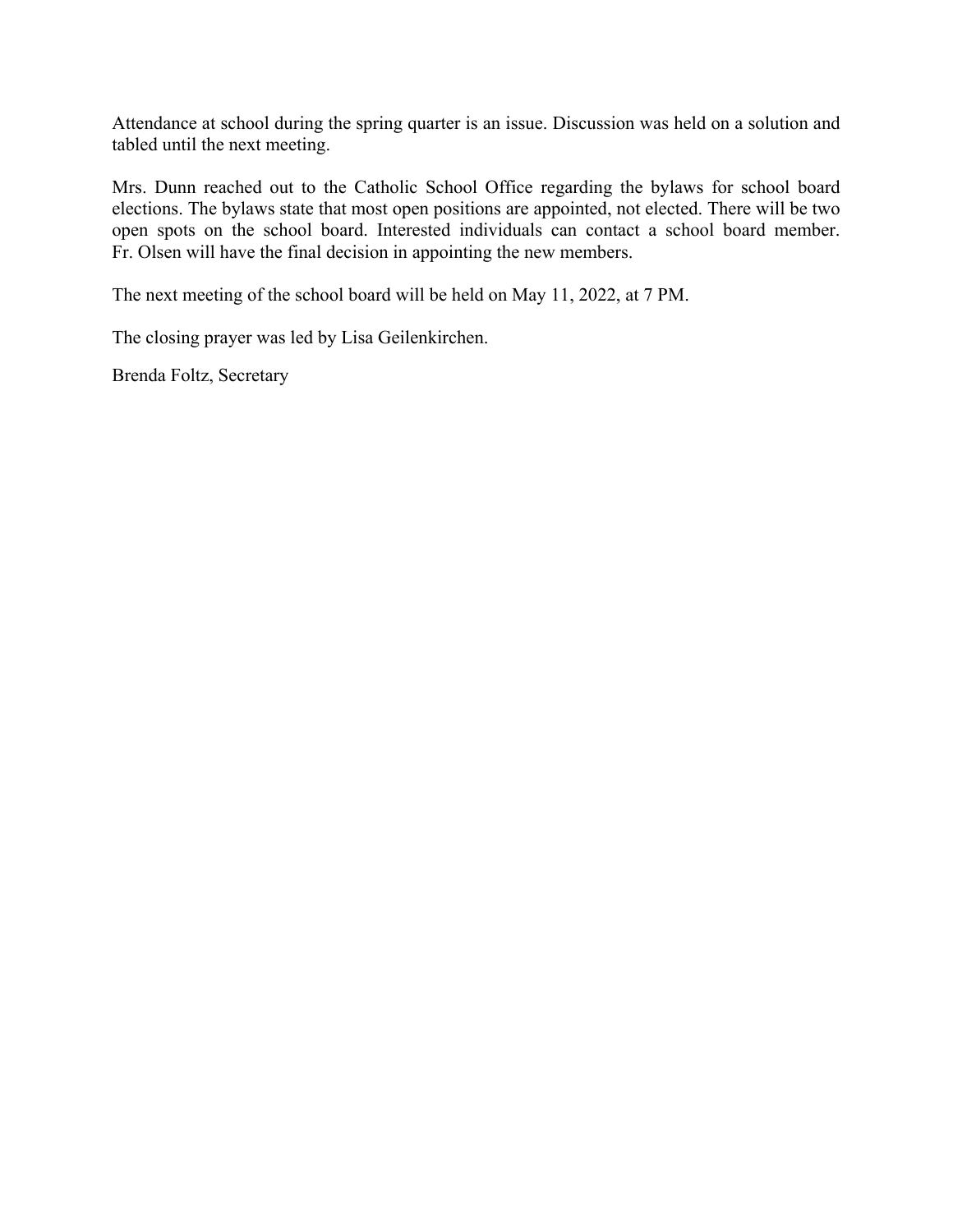Attendance at school during the spring quarter is an issue. Discussion was held on a solution and tabled until the next meeting.

Mrs. Dunn reached out to the Catholic School Office regarding the bylaws for school board elections. The bylaws state that most open positions are appointed, not elected. There will be two open spots on the school board. Interested individuals can contact a school board member. Fr. Olsen will have the final decision in appointing the new members.

The next meeting of the school board will be held on May 11, 2022, at 7 PM.

The closing prayer was led by Lisa Geilenkirchen.

Brenda Foltz, Secretary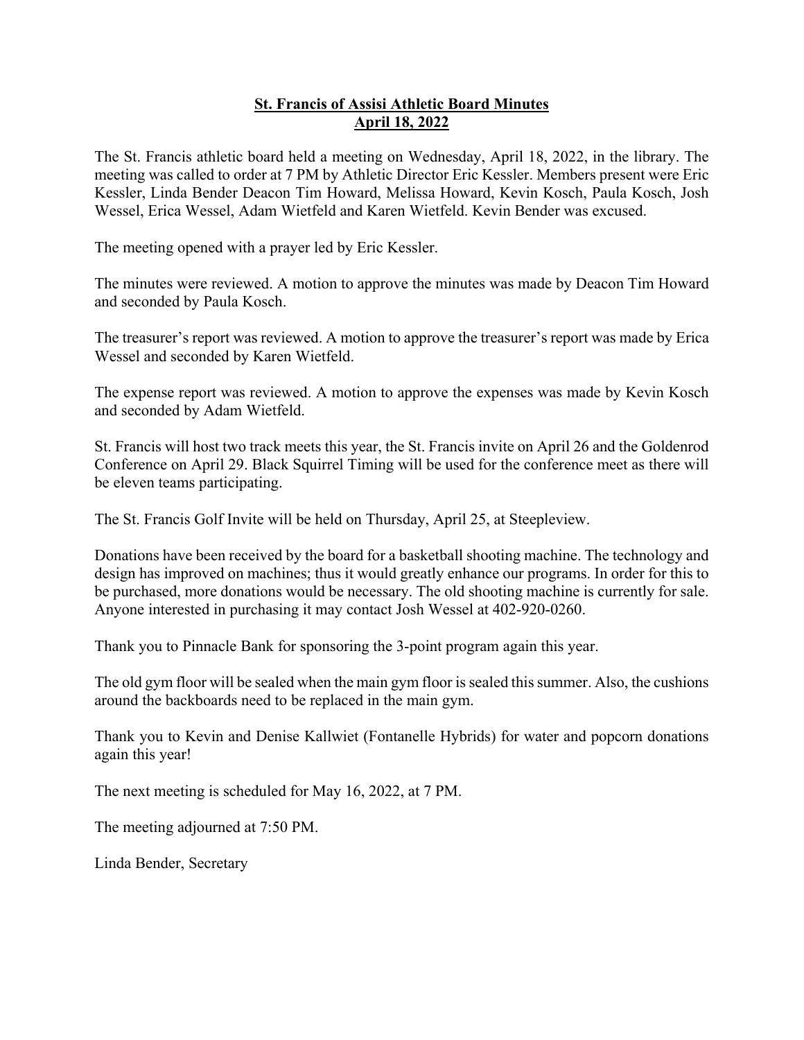**St. Francis of Assisi Athletic Board Minutes**
**April 18, 2022**

The St. Francis athletic board held a meeting on Wednesday, April 18, 2022, in the library. The meeting was called to order at 7 PM by Athletic Director Eric Kessler. Members present were Eric Kessler, Linda Bender Deacon Tim Howard, Melissa Howard, Kevin Kosch, Paula Kosch, Josh Wessel, Erica Wessel, Adam Wietfeld and Karen Wietfeld. Kevin Bender was excused.

The meeting opened with a prayer led by Eric Kessler.

The minutes were reviewed. A motion to approve the minutes was made by Deacon Tim Howard and seconded by Paula Kosch.

The treasurer's report was reviewed. A motion to approve the treasurer's report was made by Erica Wessel and seconded by Karen Wietfeld.

The expense report was reviewed. A motion to approve the expenses was made by Kevin Kosch and seconded by Adam Wietfeld.

St. Francis will host two track meets this year, the St. Francis invite on April 26 and the Goldenrod Conference on April 29. Black Squirrel Timing will be used for the conference meet as there will be eleven teams participating.

The St. Francis Golf Invite will be held on Thursday, April 25, at Steepleview.

Donations have been received by the board for a basketball shooting machine. The technology and design has improved on machines; thus it would greatly enhance our programs. In order for this to be purchased, more donations would be necessary. The old shooting machine is currently for sale. Anyone interested in purchasing it may contact Josh Wessel at 402-920-0260.

Thank you to Pinnacle Bank for sponsoring the 3-point program again this year.

The old gym floor will be sealed when the main gym floor is sealed this summer. Also, the cushions around the backboards need to be replaced in the main gym.

Thank you to Kevin and Denise Kallwiet (Fontanelle Hybrids) for water and popcorn donations again this year!

The next meeting is scheduled for May 16, 2022, at 7 PM.

The meeting adjourned at 7:50 PM.

Linda Bender, Secretary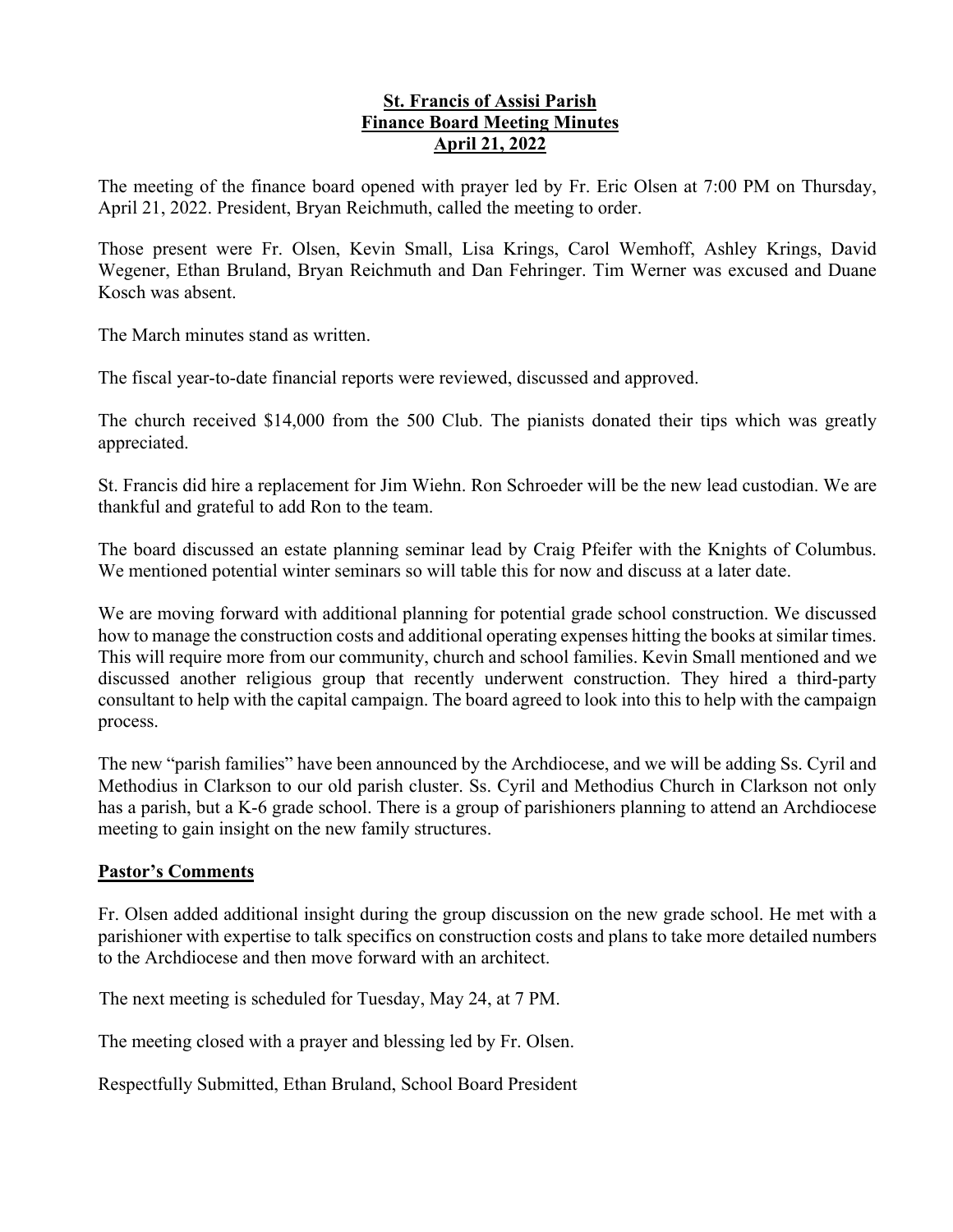**St. Francis of Assisi Parish**
**Finance Board Meeting Minutes**
**April 21, 2022**

The meeting of the finance board opened with prayer led by Fr. Eric Olsen at 7:00 PM on Thursday, April 21, 2022. President, Bryan Reichmuth, called the meeting to order.

Those present were Fr. Olsen, Kevin Small, Lisa Krings, Carol Wemhoff, Ashley Krings, David Wegener, Ethan Bruland, Bryan Reichmuth and Dan Fehringer. Tim Werner was excused and Duane Kosch was absent.

The March minutes stand as written.

The fiscal year-to-date financial reports were reviewed, discussed and approved.

The church received $14,000 from the 500 Club. The pianists donated their tips which was greatly appreciated.

St. Francis did hire a replacement for Jim Wiehn. Ron Schroeder will be the new lead custodian. We are thankful and grateful to add Ron to the team.

The board discussed an estate planning seminar lead by Craig Pfeifer with the Knights of Columbus. We mentioned potential winter seminars so will table this for now and discuss at a later date.

We are moving forward with additional planning for potential grade school construction. We discussed how to manage the construction costs and additional operating expenses hitting the books at similar times. This will require more from our community, church and school families. Kevin Small mentioned and we discussed another religious group that recently underwent construction. They hired a third-party consultant to help with the capital campaign. The board agreed to look into this to help with the campaign process.

The new "parish families" have been announced by the Archdiocese, and we will be adding Ss. Cyril and Methodius in Clarkson to our old parish cluster. Ss. Cyril and Methodius Church in Clarkson not only has a parish, but a K-6 grade school. There is a group of parishioners planning to attend an Archdiocese meeting to gain insight on the new family structures.

## Pastor's Comments

Fr. Olsen added additional insight during the group discussion on the new grade school. He met with a parishioner with expertise to talk specifics on construction costs and plans to take more detailed numbers to the Archdiocese and then move forward with an architect.

The next meeting is scheduled for Tuesday, May 24, at 7 PM.

The meeting closed with a prayer and blessing led by Fr. Olsen.

Respectfully Submitted, Ethan Bruland, School Board President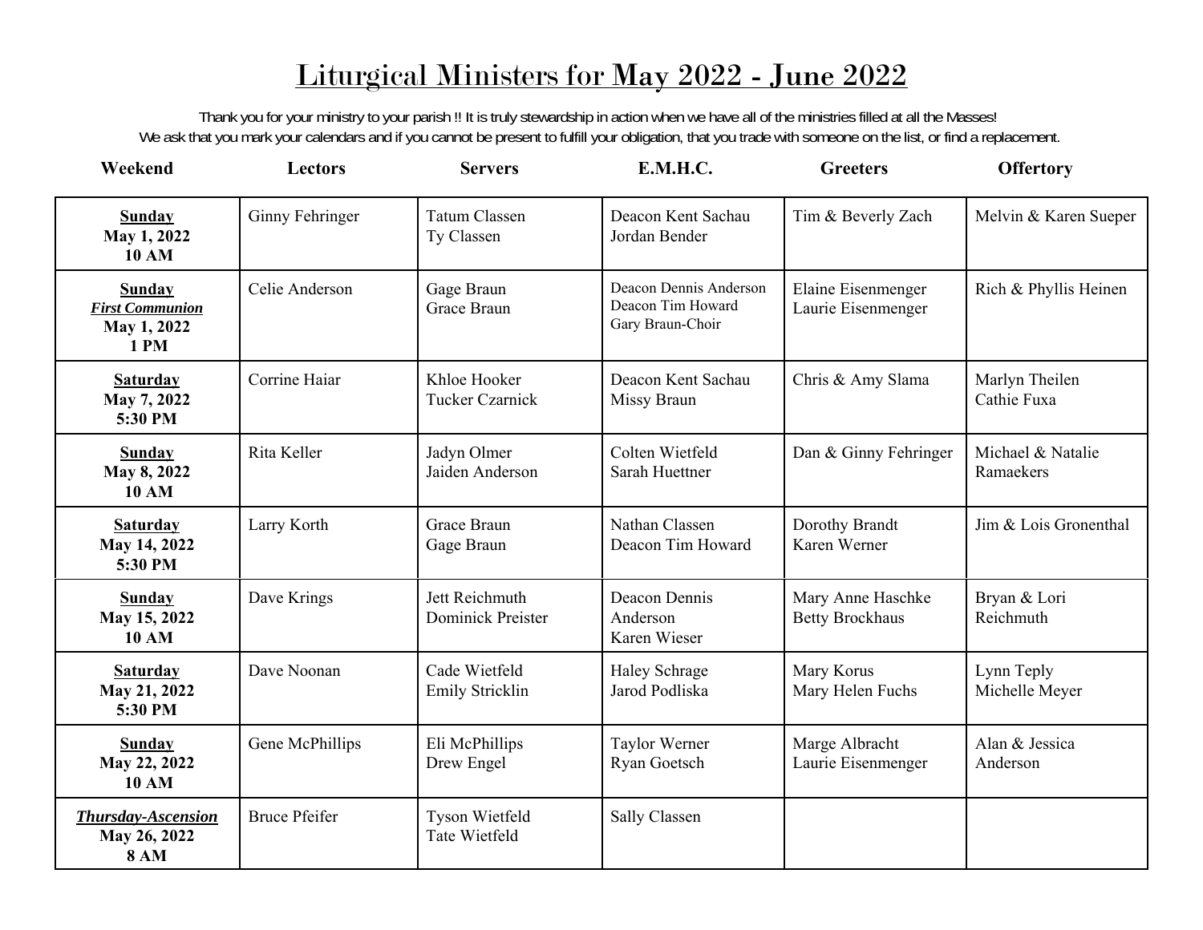# Liturgical Ministers for May 2022 - June 2022

Thank you for your ministry to your parish !! It is truly stewardship in action when we have all of the ministries filled at all the Masses!
We ask that you mark your calendars and if you cannot be present to fulfill your obligation, that you trade with someone on the list, or find a replacement.

| Weekend | Lectors | Servers | E.M.H.C. | Greeters | Offertory |
|---|---|---|---|---|---|
| **Sunday** **May 1, 2022** **10 AM** | Ginny Fehringer | Tatum Classen<br>Ty Classen | Deacon Kent Sachau<br>Jordan Bender | Tim & Beverly Zach | Melvin & Karen Sueper |
| **Sunday** ***First Communion*** **May 1, 2022** **1 PM** | Celie Anderson | Gage Braun<br>Grace Braun | Deacon Dennis Anderson<br>Deacon Tim Howard<br>Gary Braun-Choir | Elaine Eisenmenger<br>Laurie Eisenmenger | Rich & Phyllis Heinen |
| **Saturday** **May 7, 2022** **5:30 PM** | Corrine Haiar | Khloe Hooker<br>Tucker Czarnick | Deacon Kent Sachau<br>Missy Braun | Chris & Amy Slama | Marlyn Theilen<br>Cathie Fuxa |
| **Sunday** **May 8, 2022** **10 AM** | Rita Keller | Jadyn Olmer<br>Jaiden Anderson | Colten Wietfeld<br>Sarah Huettner | Dan & Ginny Fehringer | Michael & Natalie Ramaekers |
| **Saturday** **May 14, 2022** **5:30 PM** | Larry Korth | Grace Braun<br>Gage Braun | Nathan Classen<br>Deacon Tim Howard | Dorothy Brandt<br>Karen Werner | Jim & Lois Gronenthal |
| **Sunday** **May 15, 2022** **10 AM** | Dave Krings | Jett Reichmuth<br>Dominick Preister | Deacon Dennis Anderson<br>Karen Wieser | Mary Anne Haschke<br>Betty Brockhaus | Bryan & Lori Reichmuth |
| **Saturday** **May 21, 2022** **5:30 PM** | Dave Noonan | Cade Wietfeld<br>Emily Stricklin | Haley Schrage<br>Jarod Podliska | Mary Korus<br>Mary Helen Fuchs | Lynn Teply<br>Michelle Meyer |
| **Sunday** **May 22, 2022** **10 AM** | Gene McPhillips | Eli McPhillips<br>Drew Engel | Taylor Werner<br>Ryan Goetsch | Marge Albracht<br>Laurie Eisenmenger | Alan & Jessica Anderson |
| ***Thursday-Ascension*** **May 26, 2022** **8 AM** | Bruce Pfeifer | Tyson Wietfeld<br>Tate Wietfeld | Sally Classen | | |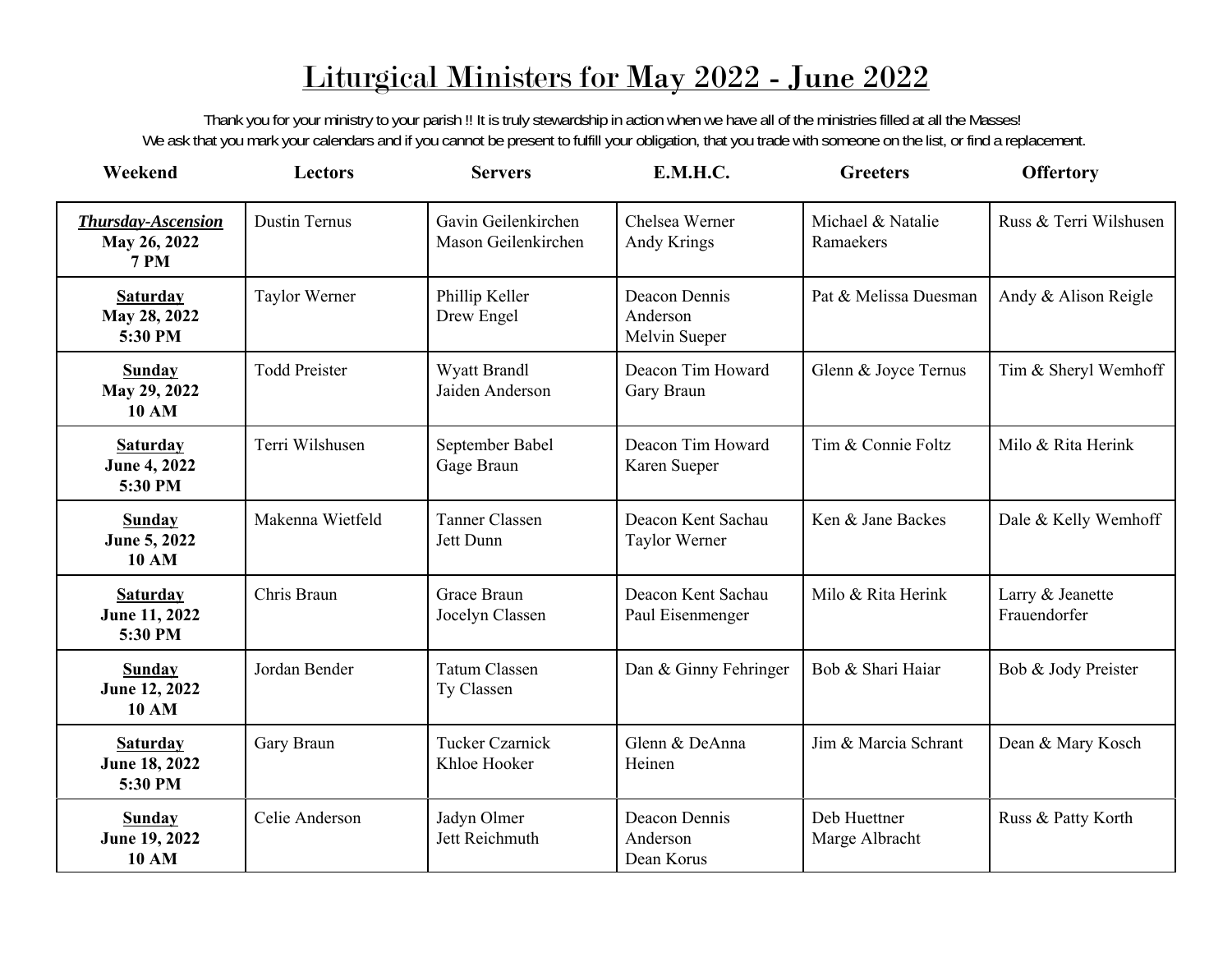# Liturgical Ministers for May 2022 - June 2022

Thank you for your ministry to your parish !! It is truly stewardship in action when we have all of the ministries filled at all the Masses!
We ask that you mark your calendars and if you cannot be present to fulfill your obligation, that you trade with someone on the list, or find a replacement.

| Weekend | Lectors | Servers | E.M.H.C. | Greeters | Offertory |
|---|---|---|---|---|---|
| ***Thursday-Ascension*** **May 26, 2022 7 PM** | Dustin Ternus | Gavin Geilenkirchen<br>Mason Geilenkirchen | Chelsea Werner<br>Andy Krings | Michael & Natalie Ramaekers | Russ & Terri Wilshusen |
| **Saturday May 28, 2022 5:30 PM** | Taylor Werner | Phillip Keller<br>Drew Engel | Deacon Dennis Anderson<br>Melvin Sueper | Pat & Melissa Duesman | Andy & Alison Reigle |
| **Sunday May 29, 2022 10 AM** | Todd Preister | Wyatt Brandl<br>Jaiden Anderson | Deacon Tim Howard<br>Gary Braun | Glenn & Joyce Ternus | Tim & Sheryl Wemhoff |
| **Saturday June 4, 2022 5:30 PM** | Terri Wilshusen | September Babel<br>Gage Braun | Deacon Tim Howard<br>Karen Sueper | Tim & Connie Foltz | Milo & Rita Herink |
| **Sunday June 5, 2022 10 AM** | Makenna Wietfeld | Tanner Classen<br>Jett Dunn | Deacon Kent Sachau<br>Taylor Werner | Ken & Jane Backes | Dale & Kelly Wemhoff |
| **Saturday June 11, 2022 5:30 PM** | Chris Braun | Grace Braun<br>Jocelyn Classen | Deacon Kent Sachau<br>Paul Eisenmenger | Milo & Rita Herink | Larry & Jeanette Frauendorfer |
| **Sunday June 12, 2022 10 AM** | Jordan Bender | Tatum Classen<br>Ty Classen | Dan & Ginny Fehringer | Bob & Shari Haiar | Bob & Jody Preister |
| **Saturday June 18, 2022 5:30 PM** | Gary Braun | Tucker Czarnick<br>Khloe Hooker | Glenn & DeAnna Heinen | Jim & Marcia Schrant | Dean & Mary Kosch |
| **Sunday June 19, 2022 10 AM** | Celie Anderson | Jadyn Olmer<br>Jett Reichmuth | Deacon Dennis Anderson<br>Dean Korus | Deb Huettner<br>Marge Albracht | Russ & Patty Korth |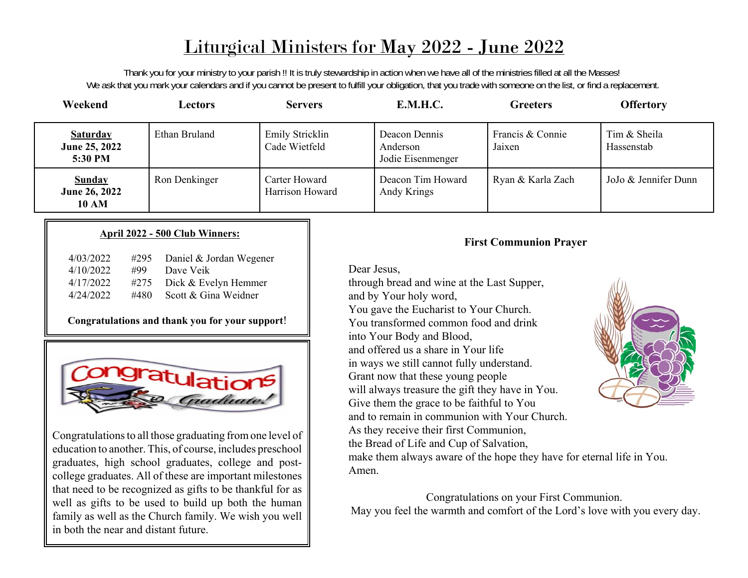# Liturgical Ministers for May 2022 - June 2022

Thank you for your ministry to your parish !! It is truly stewardship in action when we have all of the ministries filled at all the Masses!
We ask that you mark your calendars and if you cannot be present to fulfill your obligation, that you trade with someone on the list, or find a replacement.

| Weekend | Lectors | Servers | E.M.H.C. | Greeters | Offertory |
|---|---|---|---|---|---|
| **Saturday** **June 25, 2022** **5:30 PM** | Ethan Bruland | Emily Stricklin<br>Cade Wietfeld | Deacon Dennis Anderson<br>Jodie Eisenmenger | Francis & Connie Jaixen | Tim & Sheila Hassenstab |
| **Sunday** **June 26, 2022** **10 AM** | Ron Denkinger | Carter Howard<br>Harrison Howard | Deacon Tim Howard<br>Andy Krings | Ryan & Karla Zach | JoJo & Jennifer Dunn |

**April 2022 - 500 Club Winners:**

| | | |
|---|---|---|
| 4/03/2022 | #295 | Daniel & Jordan Wegener |
| 4/10/2022 | #99 | Dave Veik |
| 4/17/2022 | #275 | Dick & Evelyn Hemmer |
| 4/24/2022 | #480 | Scott & Gina Weidner |

**Congratulations and thank you for your support**!

Congratulations Graduate!

Congratulations to all those graduating from one level of education to another. This, of course, includes preschool graduates, high school graduates, college and post-college graduates. All of these are important milestones that need to be recognized as gifts to be thankful for as well as gifts to be used to build up both the human family as well as the Church family. We wish you well in both the near and distant future.

**First Communion Prayer**

Dear Jesus,
through bread and wine at the Last Supper,
and by Your holy word,
You gave the Eucharist to Your Church.
You transformed common food and drink
into Your Body and Blood,
and offered us a share in Your life
in ways we still cannot fully understand.
Grant now that these young people
will always treasure the gift they have in You.
Give them the grace to be faithful to You
and to remain in communion with Your Church.
As they receive their first Communion,
the Bread of Life and Cup of Salvation,
make them always aware of the hope they have for eternal life in You.
Amen.

Congratulations on your First Communion.
May you feel the warmth and comfort of the Lord's love with you every day.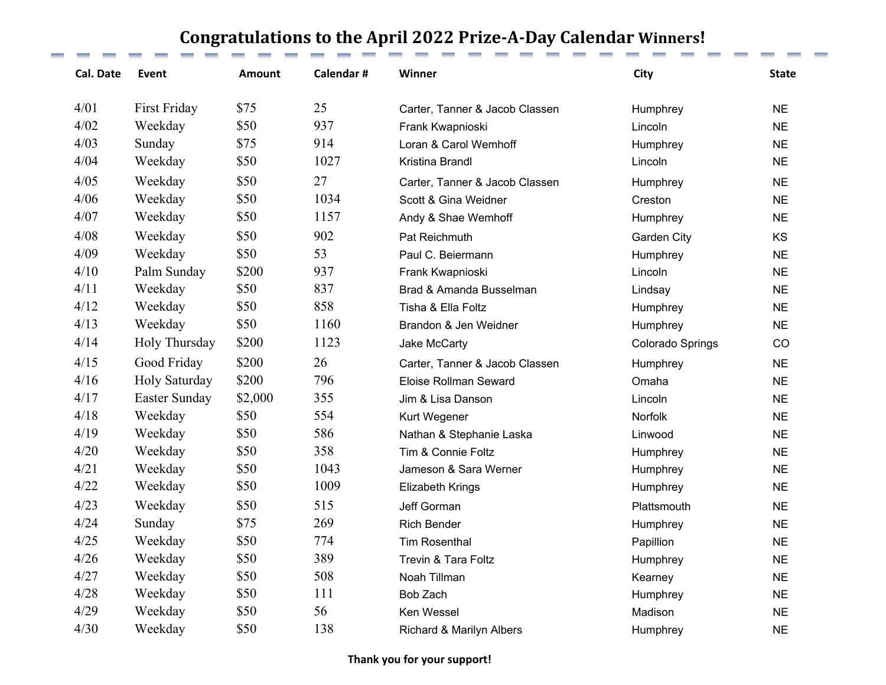# Congratulations to the April 2022 Prize-A-Day Calendar Winners!

| Cal. Date | Event | Amount | Calendar # | Winner | City | State |
|---|---|---|---|---|---|---|
| 4/01 | First Friday | $75 | 25 | Carter, Tanner & Jacob Classen | Humphrey | NE |
| 4/02 | Weekday | $50 | 937 | Frank Kwapnioski | Lincoln | NE |
| 4/03 | Sunday | $75 | 914 | Loran & Carol Wemhoff | Humphrey | NE |
| 4/04 | Weekday | $50 | 1027 | Kristina Brandl | Lincoln | NE |
| 4/05 | Weekday | $50 | 27 | Carter, Tanner & Jacob Classen | Humphrey | NE |
| 4/06 | Weekday | $50 | 1034 | Scott & Gina Weidner | Creston | NE |
| 4/07 | Weekday | $50 | 1157 | Andy & Shae Wemhoff | Humphrey | NE |
| 4/08 | Weekday | $50 | 902 | Pat Reichmuth | Garden City | KS |
| 4/09 | Weekday | $50 | 53 | Paul C. Beiermann | Humphrey | NE |
| 4/10 | Palm Sunday | $200 | 937 | Frank Kwapnioski | Lincoln | NE |
| 4/11 | Weekday | $50 | 837 | Brad & Amanda Busselman | Lindsay | NE |
| 4/12 | Weekday | $50 | 858 | Tisha & Ella Foltz | Humphrey | NE |
| 4/13 | Weekday | $50 | 1160 | Brandon & Jen Weidner | Humphrey | NE |
| 4/14 | Holy Thursday | $200 | 1123 | Jake McCarty | Colorado Springs | CO |
| 4/15 | Good Friday | $200 | 26 | Carter, Tanner & Jacob Classen | Humphrey | NE |
| 4/16 | Holy Saturday | $200 | 796 | Eloise Rollman Seward | Omaha | NE |
| 4/17 | Easter Sunday | $2,000 | 355 | Jim & Lisa Danson | Lincoln | NE |
| 4/18 | Weekday | $50 | 554 | Kurt Wegener | Norfolk | NE |
| 4/19 | Weekday | $50 | 586 | Nathan & Stephanie Laska | Linwood | NE |
| 4/20 | Weekday | $50 | 358 | Tim & Connie Foltz | Humphrey | NE |
| 4/21 | Weekday | $50 | 1043 | Jameson & Sara Werner | Humphrey | NE |
| 4/22 | Weekday | $50 | 1009 | Elizabeth Krings | Humphrey | NE |
| 4/23 | Weekday | $50 | 515 | Jeff Gorman | Plattsmouth | NE |
| 4/24 | Sunday | $75 | 269 | Rich Bender | Humphrey | NE |
| 4/25 | Weekday | $50 | 774 | Tim Rosenthal | Papillion | NE |
| 4/26 | Weekday | $50 | 389 | Trevin & Tara Foltz | Humphrey | NE |
| 4/27 | Weekday | $50 | 508 | Noah Tillman | Kearney | NE |
| 4/28 | Weekday | $50 | 111 | Bob Zach | Humphrey | NE |
| 4/29 | Weekday | $50 | 56 | Ken Wessel | Madison | NE |
| 4/30 | Weekday | $50 | 138 | Richard & Marilyn Albers | Humphrey | NE |

**Thank you for your support!**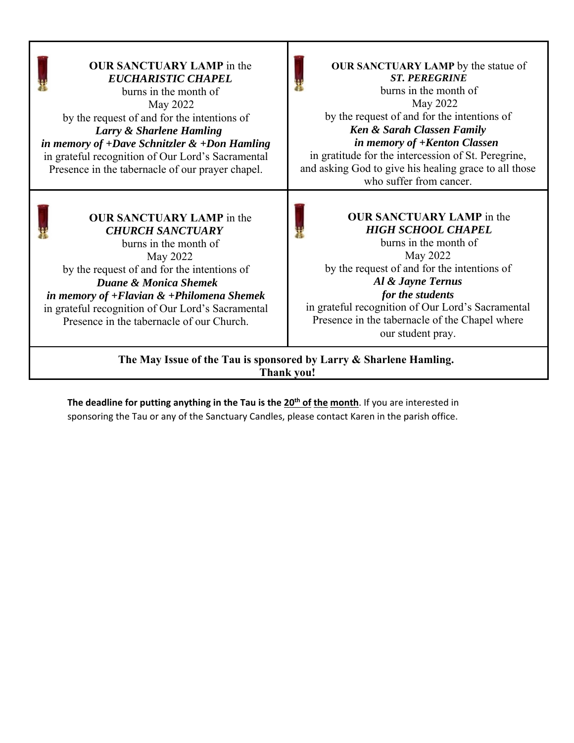| | |
|---|---|
| **OUR SANCTUARY LAMP** in the<br>***EUCHARISTIC CHAPEL***<br>burns in the month of<br>May 2022<br>by the request of and for the intentions of<br>***Larry & Sharlene Hamling***<br>***in memory of +Dave Schnitzler & +Don Hamling***<br>in grateful recognition of Our Lord's Sacramental Presence in the tabernacle of our prayer chapel. | **OUR SANCTUARY LAMP** by the statue of<br>***ST. PEREGRINE***<br>burns in the month of<br>May 2022<br>by the request of and for the intentions of<br>***Ken & Sarah Classen Family***<br>***in memory of +Kenton Classen***<br>in gratitude for the intercession of St. Peregrine, and asking God to give his healing grace to all those who suffer from cancer. |
| **OUR SANCTUARY LAMP** in the<br>***CHURCH SANCTUARY***<br>burns in the month of<br>May 2022<br>by the request of and for the intentions of<br>***Duane & Monica Shemek***<br>***in memory of +Flavian & +Philomena Shemek***<br>in grateful recognition of Our Lord's Sacramental Presence in the tabernacle of our Church. | **OUR SANCTUARY LAMP** in the<br>***HIGH SCHOOL CHAPEL***<br>burns in the month of<br>May 2022<br>by the request of and for the intentions of<br>***Al & Jayne Ternus***<br>***for the students***<br>in grateful recognition of Our Lord's Sacramental Presence in the tabernacle of the Chapel where our student pray. |

**The May Issue of the Tau is sponsored by Larry & Sharlene Hamling.**
**Thank you!**

**The deadline for putting anything in the Tau is the <u>20th of the month</u>**. If you are interested in sponsoring the Tau or any of the Sanctuary Candles, please contact Karen in the parish office.